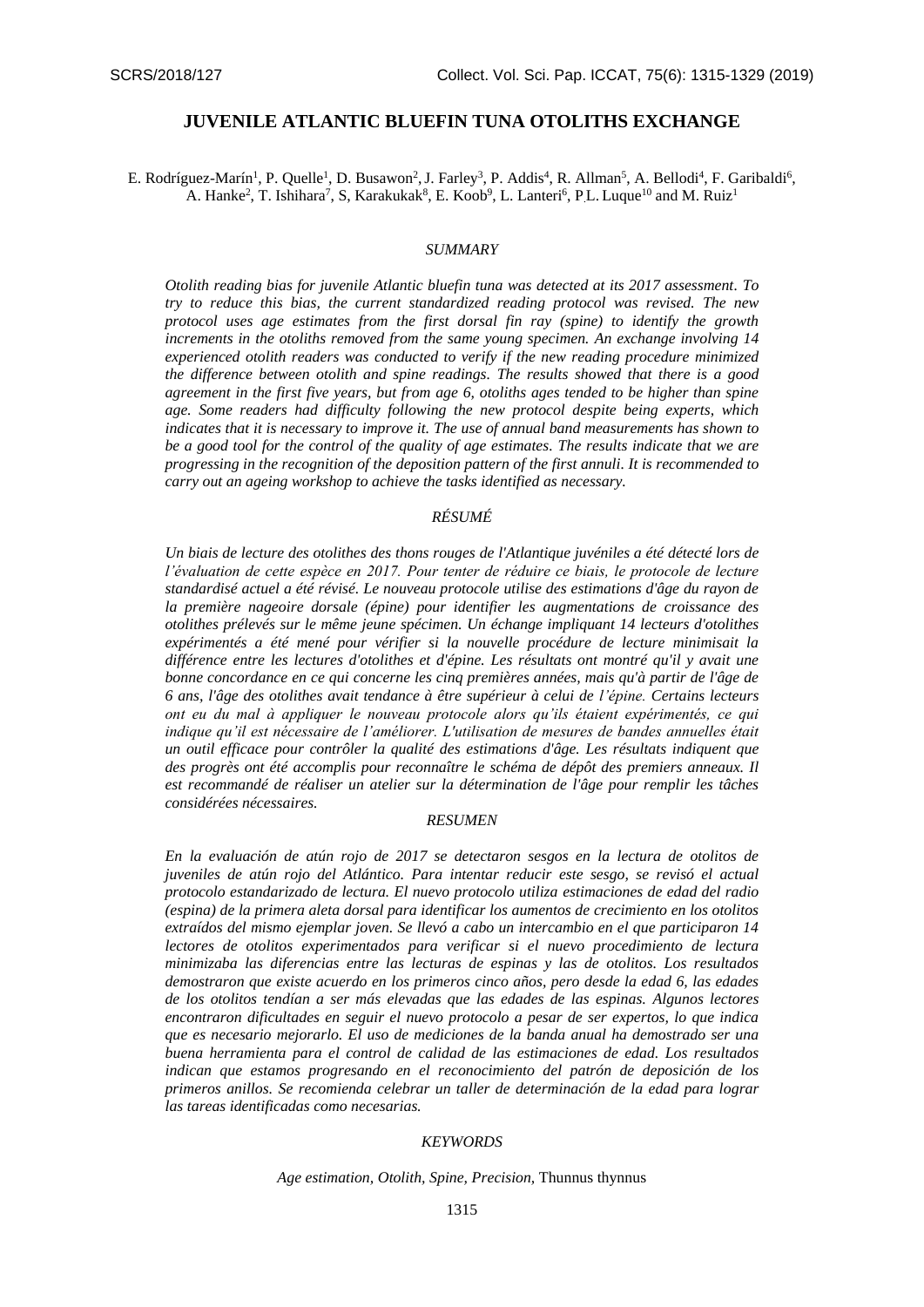# JUVENILE ATLANTIC BLUEFIN TUNA OTOLITHS EXCHANGE

E. Rodríguez-Marín[1], P. Quelle[1], D. Busawon[2], J. Farley[3], P. Addis[4], R. Allman[5], A. Bellodi[4], F. Garibaldi[6], A. Hanke[2], T. Ishihara[7], S, Karakukak[8], E. Koob[9], L. Lanteri[6], P.L. Luque[10] and M. Ruiz[1]

## *SUMMARY*

*Otolith reading bias for juvenile Atlantic bluefin tuna was detected at its 2017 assessment. To try to reduce this bias, the current standardized reading protocol was revised. The new protocol uses age estimates from the first dorsal fin ray (spine) to identify the growth increments in the otoliths removed from the same young specimen. An exchange involving 14 experienced otolith readers was conducted to verify if the new reading procedure minimized the difference between otolith and spine readings. The results showed that there is a good agreement in the first five years, but from age 6, otoliths ages tended to be higher than spine age. Some readers had difficulty following the new protocol despite being experts, which indicates that it is necessary to improve it. The use of annual band measurements has shown to be a good tool for the control of the quality of age estimates. The results indicate that we are progressing in the recognition of the deposition pattern of the first annuli. It is recommended to carry out an ageing workshop to achieve the tasks identified as necessary.*

## *RÉSUMÉ*

*Un biais de lecture des otolithes des thons rouges de l'Atlantique juvéniles a été détecté lors de l'évaluation de cette espèce en 2017. Pour tenter de réduire ce biais, le protocole de lecture standardisé actuel a été révisé. Le nouveau protocole utilise des estimations d'âge du rayon de la première nageoire dorsale (épine) pour identifier les augmentations de croissance des otolithes prélevés sur le même jeune spécimen. Un échange impliquant 14 lecteurs d'otolithes expérimentés a été mené pour vérifier si la nouvelle procédure de lecture minimisait la différence entre les lectures d'otolithes et d'épine. Les résultats ont montré qu'il y avait une bonne concordance en ce qui concerne les cinq premières années, mais qu'à partir de l'âge de 6 ans, l'âge des otolithes avait tendance à être supérieur à celui de l'épine. Certains lecteurs ont eu du mal à appliquer le nouveau protocole alors qu'ils étaient expérimentés, ce qui indique qu'il est nécessaire de l'améliorer. L'utilisation de mesures de bandes annuelles était un outil efficace pour contrôler la qualité des estimations d'âge. Les résultats indiquent que des progrès ont été accomplis pour reconnaître le schéma de dépôt des premiers anneaux. Il est recommandé de réaliser un atelier sur la détermination de l'âge pour remplir les tâches considérées nécessaires.*

## *RESUMEN*

*En la evaluación de atún rojo de 2017 se detectaron sesgos en la lectura de otolitos de juveniles de atún rojo del Atlántico. Para intentar reducir este sesgo, se revisó el actual protocolo estandarizado de lectura. El nuevo protocolo utiliza estimaciones de edad del radio (espina) de la primera aleta dorsal para identificar los aumentos de crecimiento en los otolitos extraídos del mismo ejemplar joven. Se llevó a cabo un intercambio en el que participaron 14 lectores de otolitos experimentados para verificar si el nuevo procedimiento de lectura minimizaba las diferencias entre las lecturas de espinas y las de otolitos. Los resultados demostraron que existe acuerdo en los primeros cinco años, pero desde la edad 6, las edades de los otolitos tendían a ser más elevadas que las edades de las espinas. Algunos lectores encontraron dificultades en seguir el nuevo protocolo a pesar de ser expertos, lo que indica que es necesario mejorarlo. El uso de mediciones de la banda anual ha demostrado ser una buena herramienta para el control de calidad de las estimaciones de edad. Los resultados indican que estamos progresando en el reconocimiento del patrón de deposición de los primeros anillos. Se recomienda celebrar un taller de determinación de la edad para lograr las tareas identificadas como necesarias.*

## *KEYWORDS*

*Age estimation, Otolith, Spine, Precision,* Thunnus thynnus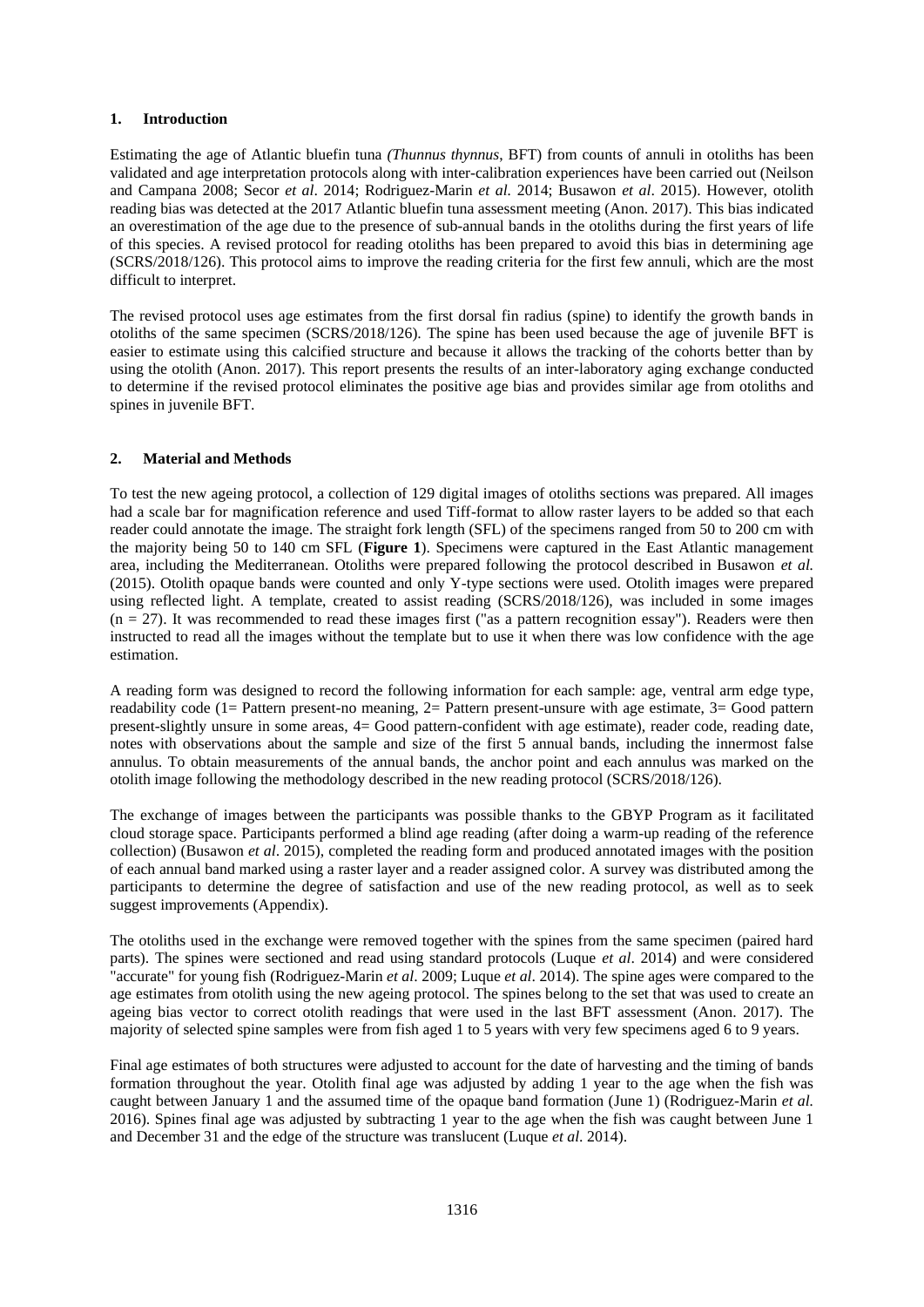## 1. Introduction

Estimating the age of Atlantic bluefin tuna *(Thunnus thynnus*, BFT) from counts of annuli in otoliths has been validated and age interpretation protocols along with inter-calibration experiences have been carried out (Neilson and Campana 2008; Secor *et al*. 2014; Rodriguez-Marin *et al.* 2014; Busawon *et al*. 2015). However, otolith reading bias was detected at the 2017 Atlantic bluefin tuna assessment meeting (Anon. 2017). This bias indicated an overestimation of the age due to the presence of sub-annual bands in the otoliths during the first years of life of this species. A revised protocol for reading otoliths has been prepared to avoid this bias in determining age (SCRS/2018/126). This protocol aims to improve the reading criteria for the first few annuli, which are the most difficult to interpret.

The revised protocol uses age estimates from the first dorsal fin radius (spine) to identify the growth bands in otoliths of the same specimen (SCRS/2018/126). The spine has been used because the age of juvenile BFT is easier to estimate using this calcified structure and because it allows the tracking of the cohorts better than by using the otolith (Anon. 2017). This report presents the results of an inter-laboratory aging exchange conducted to determine if the revised protocol eliminates the positive age bias and provides similar age from otoliths and spines in juvenile BFT.

## 2. Material and Methods

To test the new ageing protocol, a collection of 129 digital images of otoliths sections was prepared. All images had a scale bar for magnification reference and used Tiff-format to allow raster layers to be added so that each reader could annotate the image. The straight fork length (SFL) of the specimens ranged from 50 to 200 cm with the majority being 50 to 140 cm SFL (**Figure 1**). Specimens were captured in the East Atlantic management area, including the Mediterranean. Otoliths were prepared following the protocol described in Busawon *et al.* (2015). Otolith opaque bands were counted and only Y-type sections were used. Otolith images were prepared using reflected light. A template, created to assist reading (SCRS/2018/126), was included in some images (n = 27). It was recommended to read these images first ("as a pattern recognition essay"). Readers were then instructed to read all the images without the template but to use it when there was low confidence with the age estimation.

A reading form was designed to record the following information for each sample: age, ventral arm edge type, readability code (1= Pattern present-no meaning, 2= Pattern present-unsure with age estimate, 3= Good pattern present-slightly unsure in some areas, 4= Good pattern-confident with age estimate), reader code, reading date, notes with observations about the sample and size of the first 5 annual bands, including the innermost false annulus. To obtain measurements of the annual bands, the anchor point and each annulus was marked on the otolith image following the methodology described in the new reading protocol (SCRS/2018/126).

The exchange of images between the participants was possible thanks to the GBYP Program as it facilitated cloud storage space. Participants performed a blind age reading (after doing a warm-up reading of the reference collection) (Busawon *et al*. 2015), completed the reading form and produced annotated images with the position of each annual band marked using a raster layer and a reader assigned color. A survey was distributed among the participants to determine the degree of satisfaction and use of the new reading protocol, as well as to seek suggest improvements (Appendix).

The otoliths used in the exchange were removed together with the spines from the same specimen (paired hard parts). The spines were sectioned and read using standard protocols (Luque *et al*. 2014) and were considered "accurate" for young fish (Rodriguez-Marin *et al*. 2009; Luque *et al*. 2014). The spine ages were compared to the age estimates from otolith using the new ageing protocol. The spines belong to the set that was used to create an ageing bias vector to correct otolith readings that were used in the last BFT assessment (Anon. 2017). The majority of selected spine samples were from fish aged 1 to 5 years with very few specimens aged 6 to 9 years.

Final age estimates of both structures were adjusted to account for the date of harvesting and the timing of bands formation throughout the year. Otolith final age was adjusted by adding 1 year to the age when the fish was caught between January 1 and the assumed time of the opaque band formation (June 1) (Rodriguez-Marin *et al.* 2016). Spines final age was adjusted by subtracting 1 year to the age when the fish was caught between June 1 and December 31 and the edge of the structure was translucent (Luque *et al*. 2014).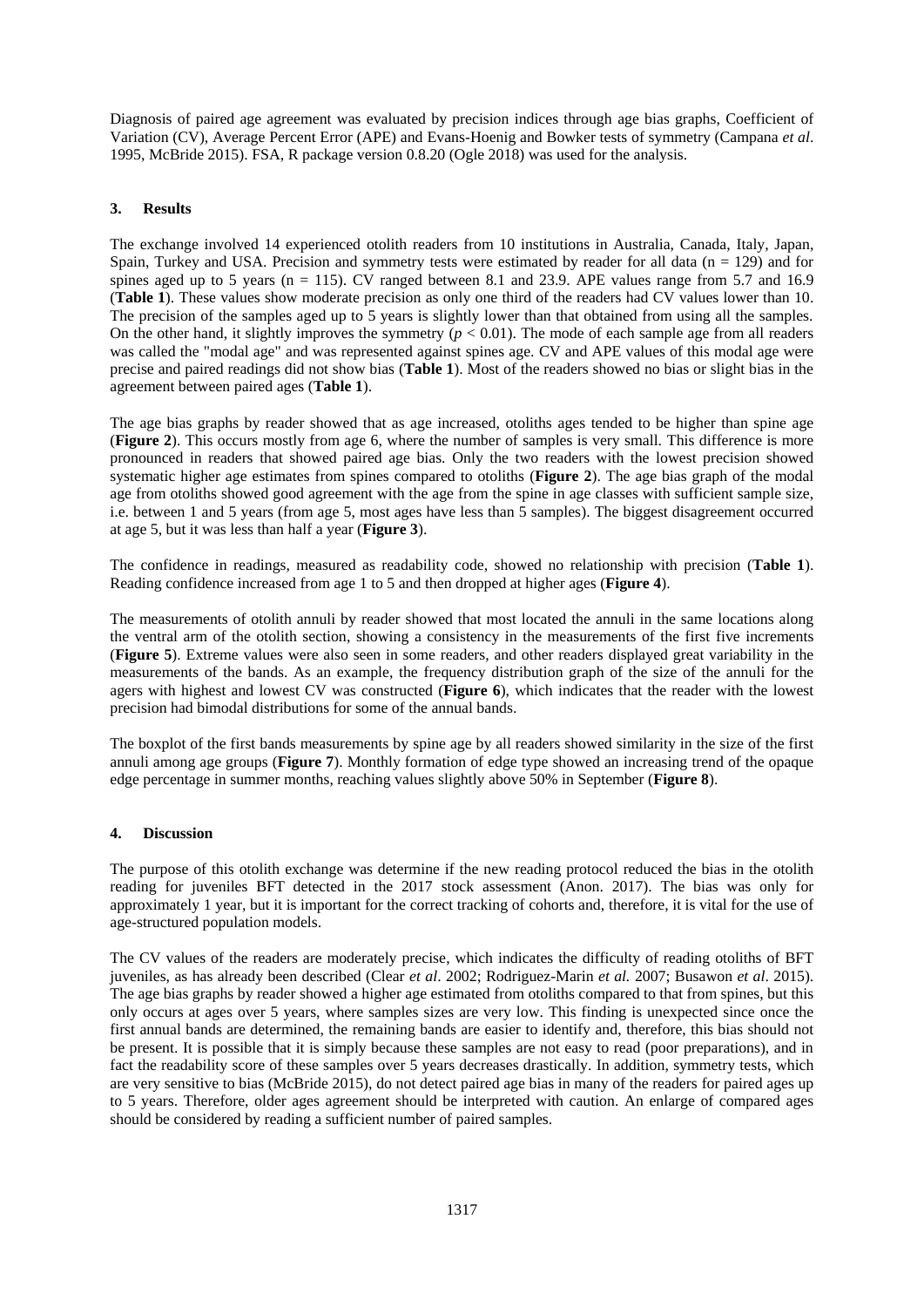Diagnosis of paired age agreement was evaluated by precision indices through age bias graphs, Coefficient of Variation (CV), Average Percent Error (APE) and Evans-Hoenig and Bowker tests of symmetry (Campana *et al*. 1995, McBride 2015). FSA, R package version 0.8.20 (Ogle 2018) was used for the analysis.

## 3. Results

The exchange involved 14 experienced otolith readers from 10 institutions in Australia, Canada, Italy, Japan, Spain, Turkey and USA. Precision and symmetry tests were estimated by reader for all data (n = 129) and for spines aged up to 5 years (n = 115). CV ranged between 8.1 and 23.9. APE values range from 5.7 and 16.9 (**Table 1**). These values show moderate precision as only one third of the readers had CV values lower than 10. The precision of the samples aged up to 5 years is slightly lower than that obtained from using all the samples. On the other hand, it slightly improves the symmetry ($p < 0.01$). The mode of each sample age from all readers was called the "modal age" and was represented against spines age. CV and APE values of this modal age were precise and paired readings did not show bias (**Table 1**). Most of the readers showed no bias or slight bias in the agreement between paired ages (**Table 1**).

The age bias graphs by reader showed that as age increased, otoliths ages tended to be higher than spine age (**Figure 2**). This occurs mostly from age 6, where the number of samples is very small. This difference is more pronounced in readers that showed paired age bias. Only the two readers with the lowest precision showed systematic higher age estimates from spines compared to otoliths (**Figure 2**). The age bias graph of the modal age from otoliths showed good agreement with the age from the spine in age classes with sufficient sample size, i.e. between 1 and 5 years (from age 5, most ages have less than 5 samples). The biggest disagreement occurred at age 5, but it was less than half a year (**Figure 3**).

The confidence in readings, measured as readability code, showed no relationship with precision (**Table 1**). Reading confidence increased from age 1 to 5 and then dropped at higher ages (**Figure 4**).

The measurements of otolith annuli by reader showed that most located the annuli in the same locations along the ventral arm of the otolith section, showing a consistency in the measurements of the first five increments (**Figure 5**). Extreme values were also seen in some readers, and other readers displayed great variability in the measurements of the bands. As an example, the frequency distribution graph of the size of the annuli for the agers with highest and lowest CV was constructed (**Figure 6**), which indicates that the reader with the lowest precision had bimodal distributions for some of the annual bands.

The boxplot of the first bands measurements by spine age by all readers showed similarity in the size of the first annuli among age groups (**Figure 7**). Monthly formation of edge type showed an increasing trend of the opaque edge percentage in summer months, reaching values slightly above 50% in September (**Figure 8**).

## 4. Discussion

The purpose of this otolith exchange was determine if the new reading protocol reduced the bias in the otolith reading for juveniles BFT detected in the 2017 stock assessment (Anon. 2017). The bias was only for approximately 1 year, but it is important for the correct tracking of cohorts and, therefore, it is vital for the use of age-structured population models.

The CV values of the readers are moderately precise, which indicates the difficulty of reading otoliths of BFT juveniles, as has already been described (Clear *et al*. 2002; Rodriguez-Marin *et al.* 2007; Busawon *et al*. 2015). The age bias graphs by reader showed a higher age estimated from otoliths compared to that from spines, but this only occurs at ages over 5 years, where samples sizes are very low. This finding is unexpected since once the first annual bands are determined, the remaining bands are easier to identify and, therefore, this bias should not be present. It is possible that it is simply because these samples are not easy to read (poor preparations), and in fact the readability score of these samples over 5 years decreases drastically. In addition, symmetry tests, which are very sensitive to bias (McBride 2015), do not detect paired age bias in many of the readers for paired ages up to 5 years. Therefore, older ages agreement should be interpreted with caution. An enlarge of compared ages should be considered by reading a sufficient number of paired samples.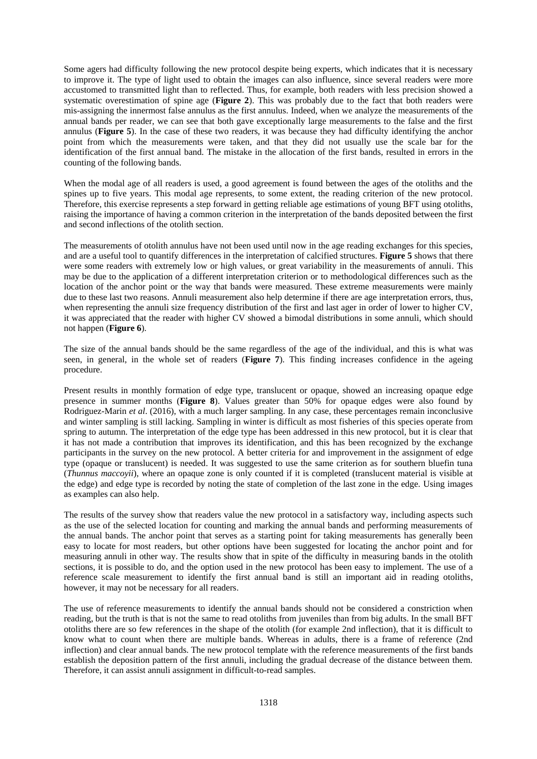Some agers had difficulty following the new protocol despite being experts, which indicates that it is necessary to improve it. The type of light used to obtain the images can also influence, since several readers were more accustomed to transmitted light than to reflected. Thus, for example, both readers with less precision showed a systematic overestimation of spine age (**Figure 2**). This was probably due to the fact that both readers were mis-assigning the innermost false annulus as the first annulus. Indeed, when we analyze the measurements of the annual bands per reader, we can see that both gave exceptionally large measurements to the false and the first annulus (**Figure 5**). In the case of these two readers, it was because they had difficulty identifying the anchor point from which the measurements were taken, and that they did not usually use the scale bar for the identification of the first annual band. The mistake in the allocation of the first bands, resulted in errors in the counting of the following bands.

When the modal age of all readers is used, a good agreement is found between the ages of the otoliths and the spines up to five years. This modal age represents, to some extent, the reading criterion of the new protocol. Therefore, this exercise represents a step forward in getting reliable age estimations of young BFT using otoliths, raising the importance of having a common criterion in the interpretation of the bands deposited between the first and second inflections of the otolith section.

The measurements of otolith annulus have not been used until now in the age reading exchanges for this species, and are a useful tool to quantify differences in the interpretation of calcified structures. **Figure 5** shows that there were some readers with extremely low or high values, or great variability in the measurements of annuli. This may be due to the application of a different interpretation criterion or to methodological differences such as the location of the anchor point or the way that bands were measured. These extreme measurements were mainly due to these last two reasons. Annuli measurement also help determine if there are age interpretation errors, thus, when representing the annuli size frequency distribution of the first and last ager in order of lower to higher CV, it was appreciated that the reader with higher CV showed a bimodal distributions in some annuli, which should not happen (**Figure 6**).

The size of the annual bands should be the same regardless of the age of the individual, and this is what was seen, in general, in the whole set of readers (**Figure 7**). This finding increases confidence in the ageing procedure.

Present results in monthly formation of edge type, translucent or opaque, showed an increasing opaque edge presence in summer months (**Figure 8**). Values greater than 50% for opaque edges were also found by Rodriguez-Marin *et al*. (2016), with a much larger sampling. In any case, these percentages remain inconclusive and winter sampling is still lacking. Sampling in winter is difficult as most fisheries of this species operate from spring to autumn. The interpretation of the edge type has been addressed in this new protocol, but it is clear that it has not made a contribution that improves its identification, and this has been recognized by the exchange participants in the survey on the new protocol. A better criteria for and improvement in the assignment of edge type (opaque or translucent) is needed. It was suggested to use the same criterion as for southern bluefin tuna (*Thunnus maccoyii*), where an opaque zone is only counted if it is completed (translucent material is visible at the edge) and edge type is recorded by noting the state of completion of the last zone in the edge. Using images as examples can also help.

The results of the survey show that readers value the new protocol in a satisfactory way, including aspects such as the use of the selected location for counting and marking the annual bands and performing measurements of the annual bands. The anchor point that serves as a starting point for taking measurements has generally been easy to locate for most readers, but other options have been suggested for locating the anchor point and for measuring annuli in other way. The results show that in spite of the difficulty in measuring bands in the otolith sections, it is possible to do, and the option used in the new protocol has been easy to implement. The use of a reference scale measurement to identify the first annual band is still an important aid in reading otoliths, however, it may not be necessary for all readers.

The use of reference measurements to identify the annual bands should not be considered a constriction when reading, but the truth is that is not the same to read otoliths from juveniles than from big adults. In the small BFT otoliths there are so few references in the shape of the otolith (for example 2nd inflection), that it is difficult to know what to count when there are multiple bands. Whereas in adults, there is a frame of reference (2nd inflection) and clear annual bands. The new protocol template with the reference measurements of the first bands establish the deposition pattern of the first annuli, including the gradual decrease of the distance between them. Therefore, it can assist annuli assignment in difficult-to-read samples.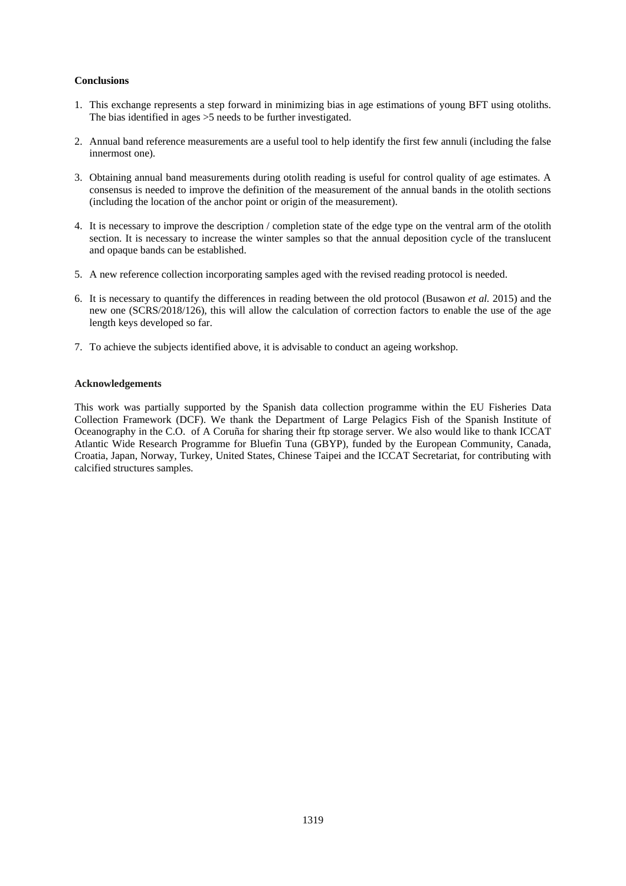**Conclusions**

1. This exchange represents a step forward in minimizing bias in age estimations of young BFT using otoliths. The bias identified in ages >5 needs to be further investigated.

2. Annual band reference measurements are a useful tool to help identify the first few annuli (including the false innermost one).

3. Obtaining annual band measurements during otolith reading is useful for control quality of age estimates. A consensus is needed to improve the definition of the measurement of the annual bands in the otolith sections (including the location of the anchor point or origin of the measurement).

4. It is necessary to improve the description / completion state of the edge type on the ventral arm of the otolith section. It is necessary to increase the winter samples so that the annual deposition cycle of the translucent and opaque bands can be established.

5. A new reference collection incorporating samples aged with the revised reading protocol is needed.

6. It is necessary to quantify the differences in reading between the old protocol (Busawon *et al.* 2015) and the new one (SCRS/2018/126), this will allow the calculation of correction factors to enable the use of the age length keys developed so far.

7. To achieve the subjects identified above, it is advisable to conduct an ageing workshop.

**Acknowledgements**

This work was partially supported by the Spanish data collection programme within the EU Fisheries Data Collection Framework (DCF). We thank the Department of Large Pelagics Fish of the Spanish Institute of Oceanography in the C.O. of A Coruña for sharing their ftp storage server. We also would like to thank ICCAT Atlantic Wide Research Programme for Bluefin Tuna (GBYP), funded by the European Community, Canada, Croatia, Japan, Norway, Turkey, United States, Chinese Taipei and the ICCAT Secretariat, for contributing with calcified structures samples.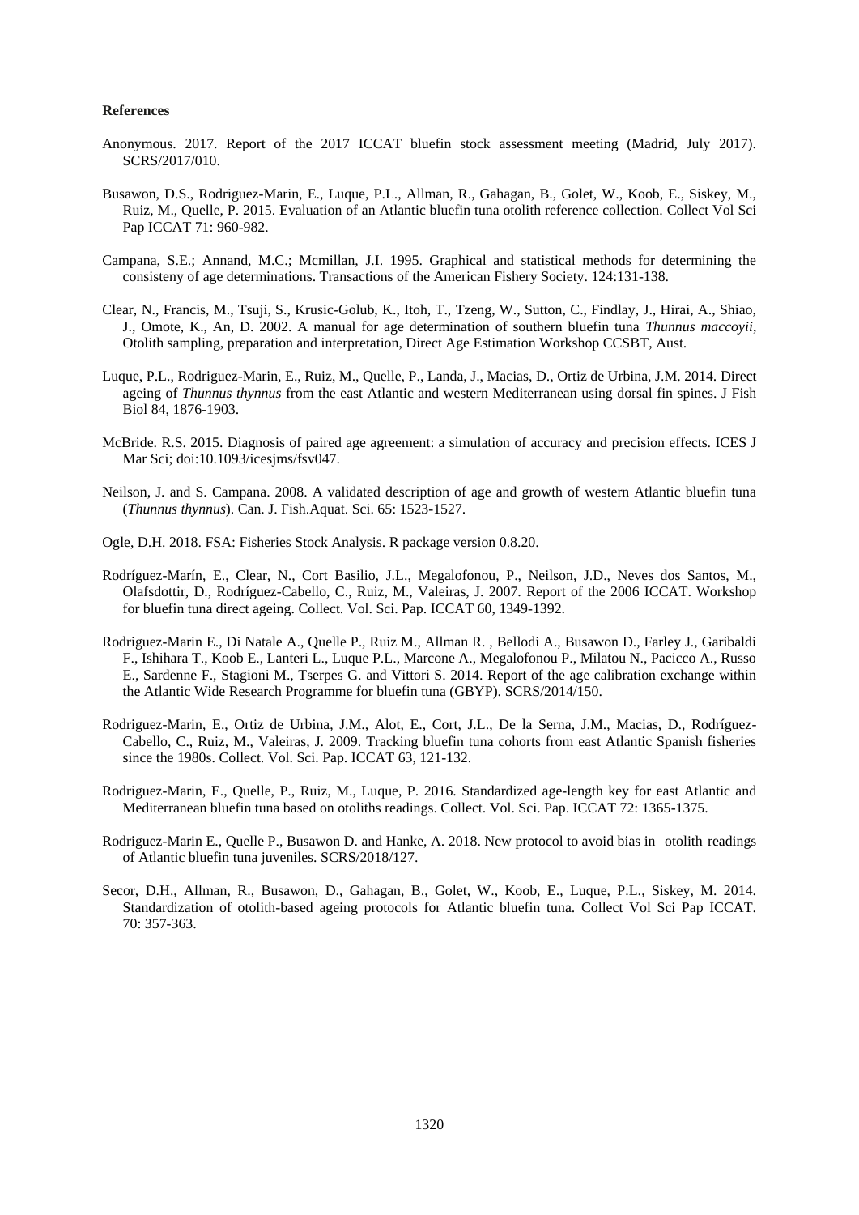**References**

Anonymous. 2017. Report of the 2017 ICCAT bluefin stock assessment meeting (Madrid, July 2017). SCRS/2017/010.

Busawon, D.S., Rodriguez-Marin, E., Luque, P.L., Allman, R., Gahagan, B., Golet, W., Koob, E., Siskey, M., Ruiz, M., Quelle, P. 2015. Evaluation of an Atlantic bluefin tuna otolith reference collection. Collect Vol Sci Pap ICCAT 71: 960-982.

Campana, S.E.; Annand, M.C.; Mcmillan, J.I. 1995. Graphical and statistical methods for determining the consisteny of age determinations. Transactions of the American Fishery Society. 124:131-138.

Clear, N., Francis, M., Tsuji, S., Krusic-Golub, K., Itoh, T., Tzeng, W., Sutton, C., Findlay, J., Hirai, A., Shiao, J., Omote, K., An, D. 2002. A manual for age determination of southern bluefin tuna *Thunnus maccoyii*, Otolith sampling, preparation and interpretation, Direct Age Estimation Workshop CCSBT, Aust.

Luque, P.L., Rodriguez-Marin, E., Ruiz, M., Quelle, P., Landa, J., Macias, D., Ortiz de Urbina, J.M. 2014. Direct ageing of *Thunnus thynnus* from the east Atlantic and western Mediterranean using dorsal fin spines. J Fish Biol 84, 1876-1903.

McBride. R.S. 2015. Diagnosis of paired age agreement: a simulation of accuracy and precision effects. ICES J Mar Sci; doi:10.1093/icesjms/fsv047.

Neilson, J. and S. Campana. 2008. A validated description of age and growth of western Atlantic bluefin tuna (*Thunnus thynnus*). Can. J. Fish.Aquat. Sci. 65: 1523-1527.

Ogle, D.H. 2018. FSA: Fisheries Stock Analysis. R package version 0.8.20.

Rodríguez-Marín, E., Clear, N., Cort Basilio, J.L., Megalofonou, P., Neilson, J.D., Neves dos Santos, M., Olafsdottir, D., Rodríguez-Cabello, C., Ruiz, M., Valeiras, J. 2007. Report of the 2006 ICCAT. Workshop for bluefin tuna direct ageing. Collect. Vol. Sci. Pap. ICCAT 60, 1349-1392.

Rodriguez-Marin E., Di Natale A., Quelle P., Ruiz M., Allman R. , Bellodi A., Busawon D., Farley J., Garibaldi F., Ishihara T., Koob E., Lanteri L., Luque P.L., Marcone A., Megalofonou P., Milatou N., Pacicco A., Russo E., Sardenne F., Stagioni M., Tserpes G. and Vittori S. 2014. Report of the age calibration exchange within the Atlantic Wide Research Programme for bluefin tuna (GBYP). SCRS/2014/150.

Rodriguez-Marin, E., Ortiz de Urbina, J.M., Alot, E., Cort, J.L., De la Serna, J.M., Macias, D., Rodríguez-Cabello, C., Ruiz, M., Valeiras, J. 2009. Tracking bluefin tuna cohorts from east Atlantic Spanish fisheries since the 1980s. Collect. Vol. Sci. Pap. ICCAT 63, 121-132.

Rodriguez-Marin, E., Quelle, P., Ruiz, M., Luque, P. 2016. Standardized age-length key for east Atlantic and Mediterranean bluefin tuna based on otoliths readings. Collect. Vol. Sci. Pap. ICCAT 72: 1365-1375.

Rodriguez-Marin E., Quelle P., Busawon D. and Hanke, A. 2018. New protocol to avoid bias in otolith readings of Atlantic bluefin tuna juveniles. SCRS/2018/127.

Secor, D.H., Allman, R., Busawon, D., Gahagan, B., Golet, W., Koob, E., Luque, P.L., Siskey, M. 2014. Standardization of otolith-based ageing protocols for Atlantic bluefin tuna. Collect Vol Sci Pap ICCAT. 70: 357-363.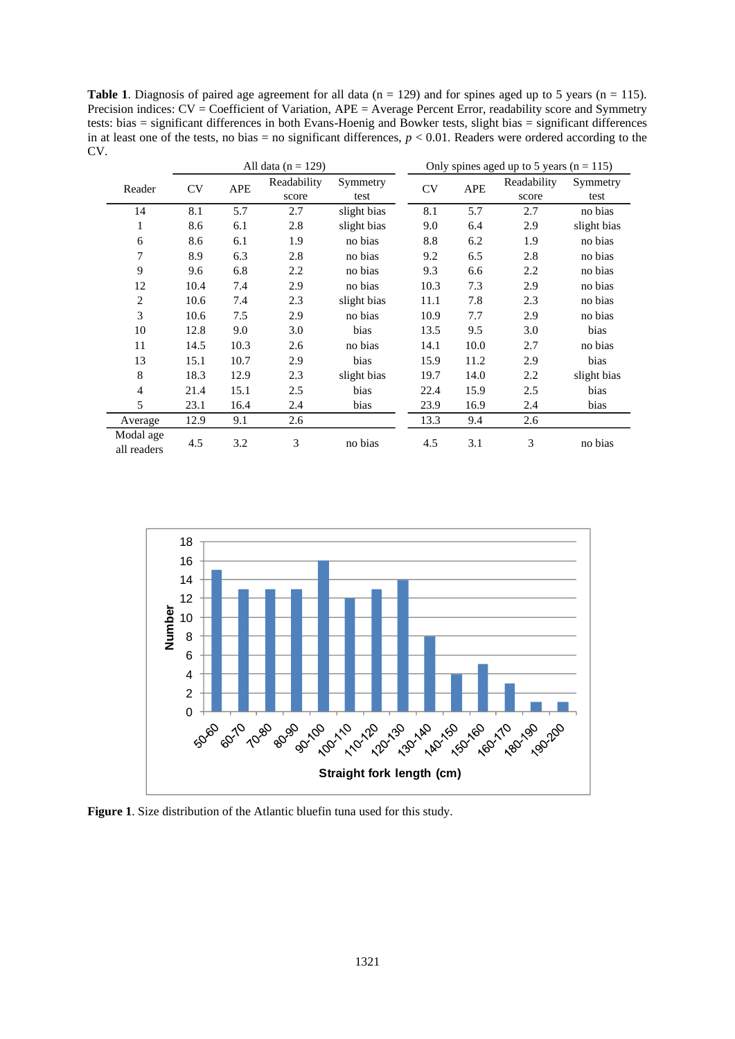**Table 1**. Diagnosis of paired age agreement for all data (n = 129) and for spines aged up to 5 years (n = 115). Precision indices: CV = Coefficient of Variation, APE = Average Percent Error, readability score and Symmetry tests: bias = significant differences in both Evans-Hoenig and Bowker tests, slight bias = significant differences in at least one of the tests, no bias = no significant differences, $p < 0.01$. Readers were ordered according to the CV.

| Reader | All data (n = 129) | | | | Only spines aged up to 5 years (n = 115) | | | |
|---|---|---|---|---|---|---|---|---|
| | CV | APE | Readability score | Symmetry test | CV | APE | Readability score | Symmetry test |
| 14 | 8.1 | 5.7 | 2.7 | slight bias | 8.1 | 5.7 | 2.7 | no bias |
| 1 | 8.6 | 6.1 | 2.8 | slight bias | 9.0 | 6.4 | 2.9 | slight bias |
| 6 | 8.6 | 6.1 | 1.9 | no bias | 8.8 | 6.2 | 1.9 | no bias |
| 7 | 8.9 | 6.3 | 2.8 | no bias | 9.2 | 6.5 | 2.8 | no bias |
| 9 | 9.6 | 6.8 | 2.2 | no bias | 9.3 | 6.6 | 2.2 | no bias |
| 12 | 10.4 | 7.4 | 2.9 | no bias | 10.3 | 7.3 | 2.9 | no bias |
| 2 | 10.6 | 7.4 | 2.3 | slight bias | 11.1 | 7.8 | 2.3 | no bias |
| 3 | 10.6 | 7.5 | 2.9 | no bias | 10.9 | 7.7 | 2.9 | no bias |
| 10 | 12.8 | 9.0 | 3.0 | bias | 13.5 | 9.5 | 3.0 | bias |
| 11 | 14.5 | 10.3 | 2.6 | no bias | 14.1 | 10.0 | 2.7 | no bias |
| 13 | 15.1 | 10.7 | 2.9 | bias | 15.9 | 11.2 | 2.9 | bias |
| 8 | 18.3 | 12.9 | 2.3 | slight bias | 19.7 | 14.0 | 2.2 | slight bias |
| 4 | 21.4 | 15.1 | 2.5 | bias | 22.4 | 15.9 | 2.5 | bias |
| 5 | 23.1 | 16.4 | 2.4 | bias | 23.9 | 16.9 | 2.4 | bias |
| Average | 12.9 | 9.1 | 2.6 | | 13.3 | 9.4 | 2.6 | |
| Modal age all readers | 4.5 | 3.2 | 3 | no bias | 4.5 | 3.1 | 3 | no bias |

**Figure 1**. Size distribution of the Atlantic bluefin tuna used for this study.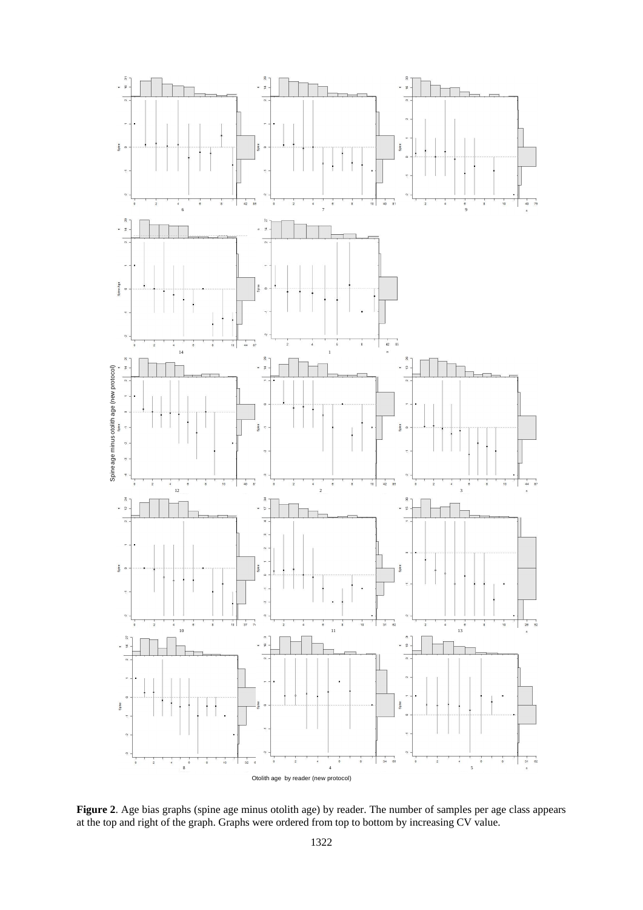**Figure 2**. Age bias graphs (spine age minus otolith age) by reader. The number of samples per age class appears at the top and right of the graph. Graphs were ordered from top to bottom by increasing CV value.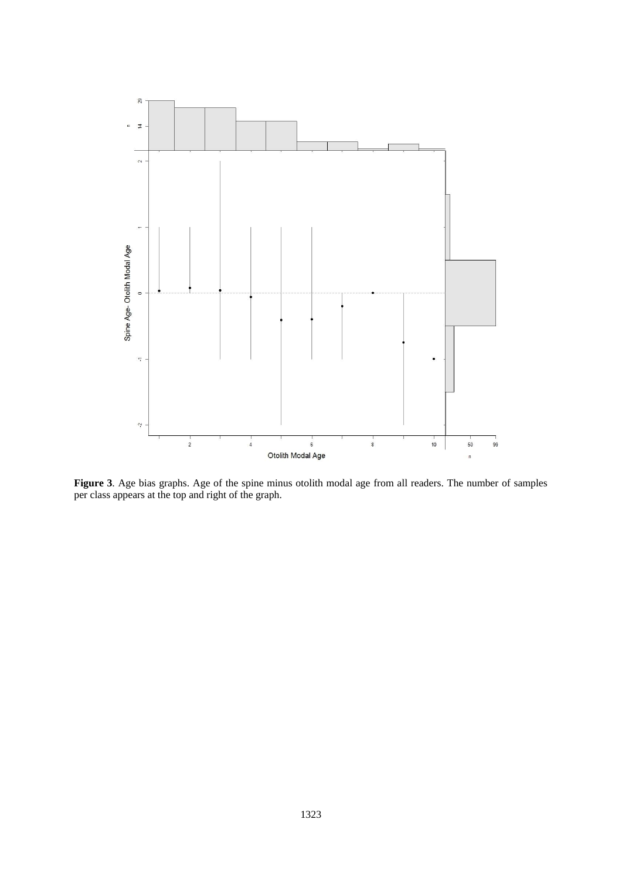**Figure 3**. Age bias graphs. Age of the spine minus otolith modal age from all readers. The number of samples per class appears at the top and right of the graph.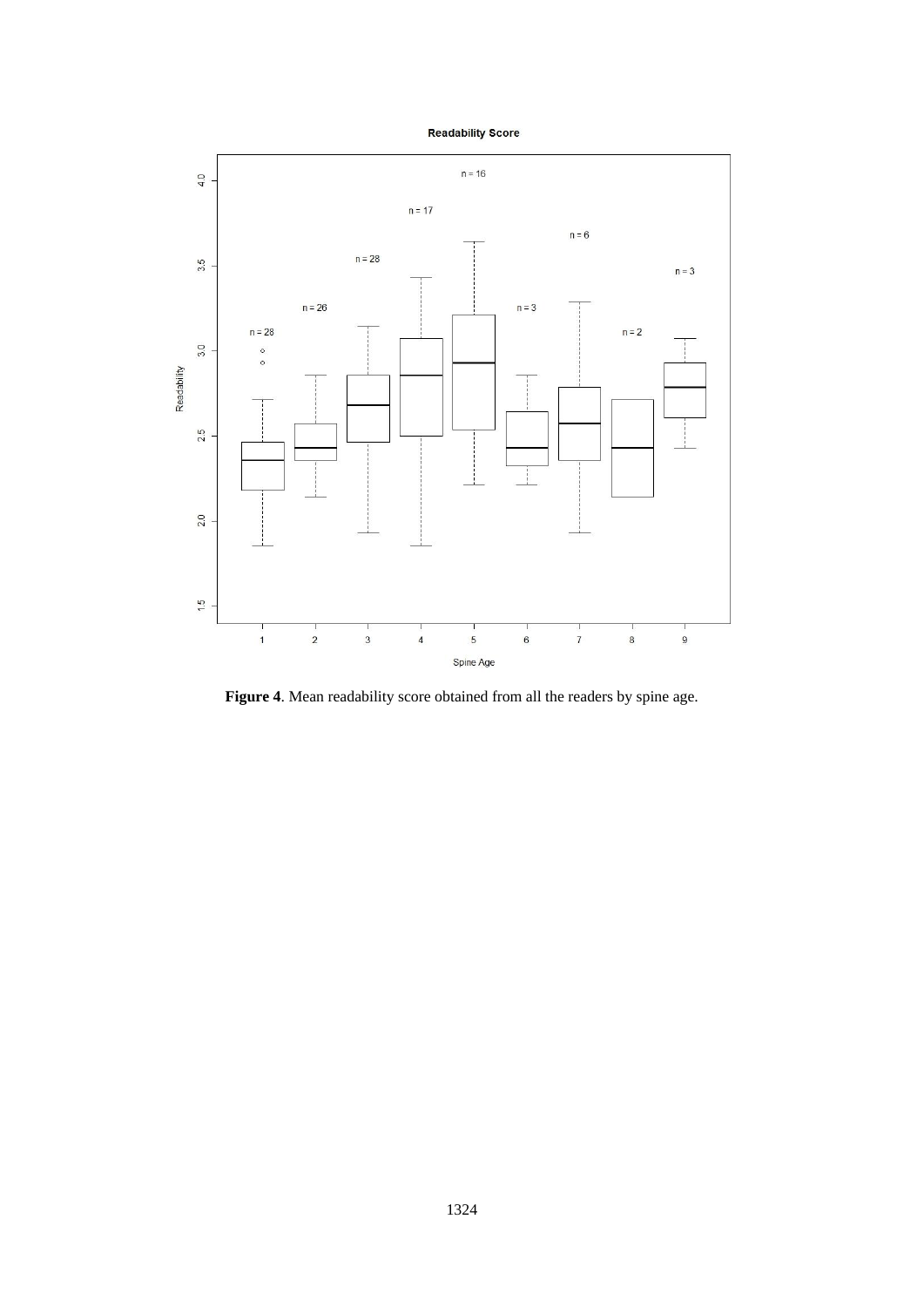**Figure 4**. Mean readability score obtained from all the readers by spine age.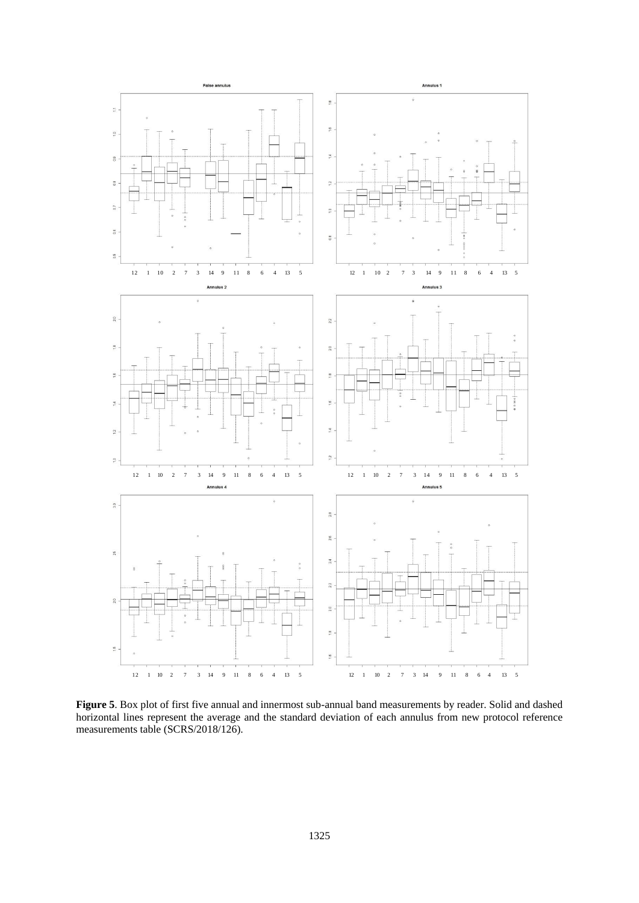**Figure 5**. Box plot of first five annual and innermost sub-annual band measurements by reader. Solid and dashed horizontal lines represent the average and the standard deviation of each annulus from new protocol reference measurements table (SCRS/2018/126).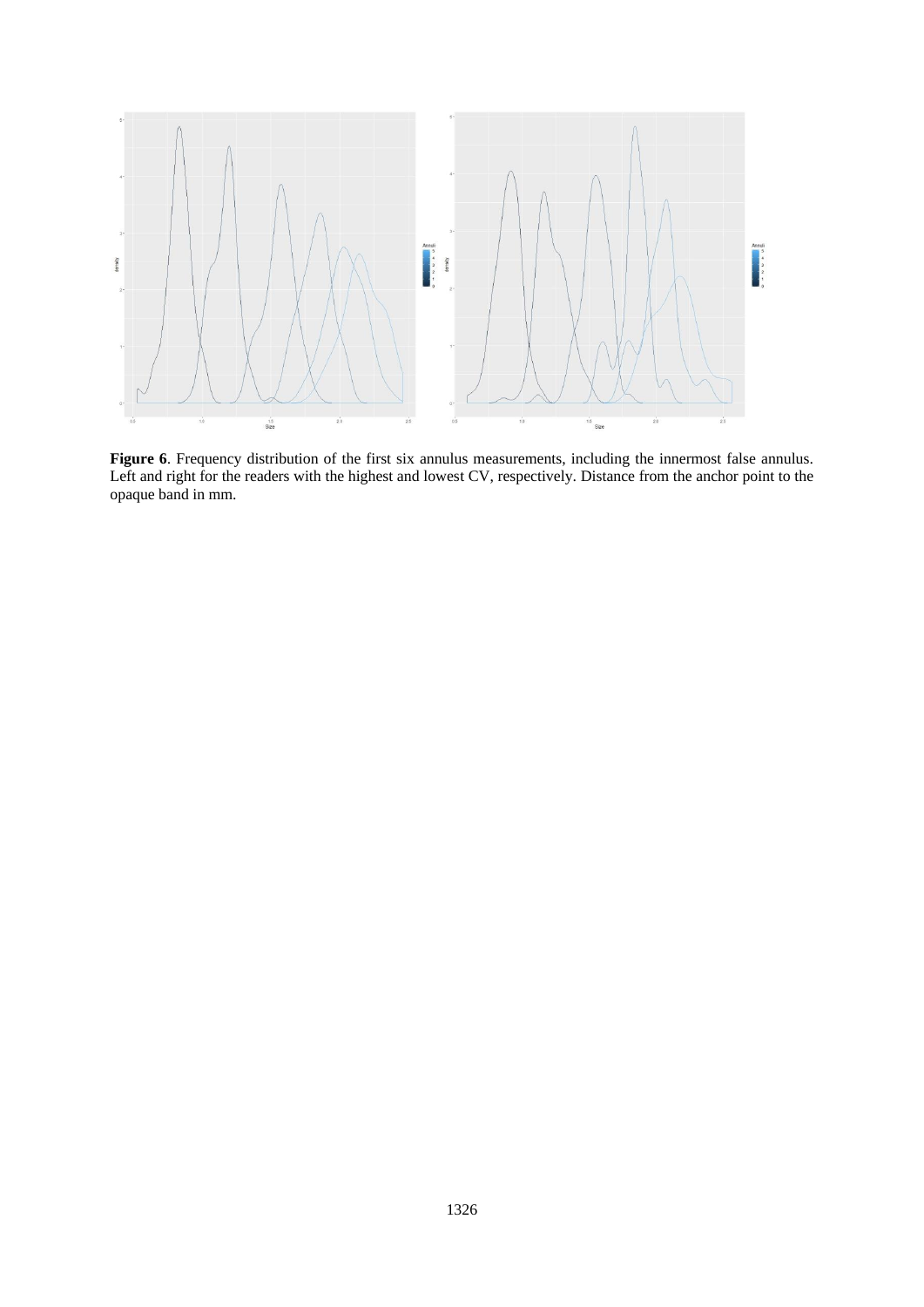**Figure 6**. Frequency distribution of the first six annulus measurements, including the innermost false annulus. Left and right for the readers with the highest and lowest CV, respectively. Distance from the anchor point to the opaque band in mm.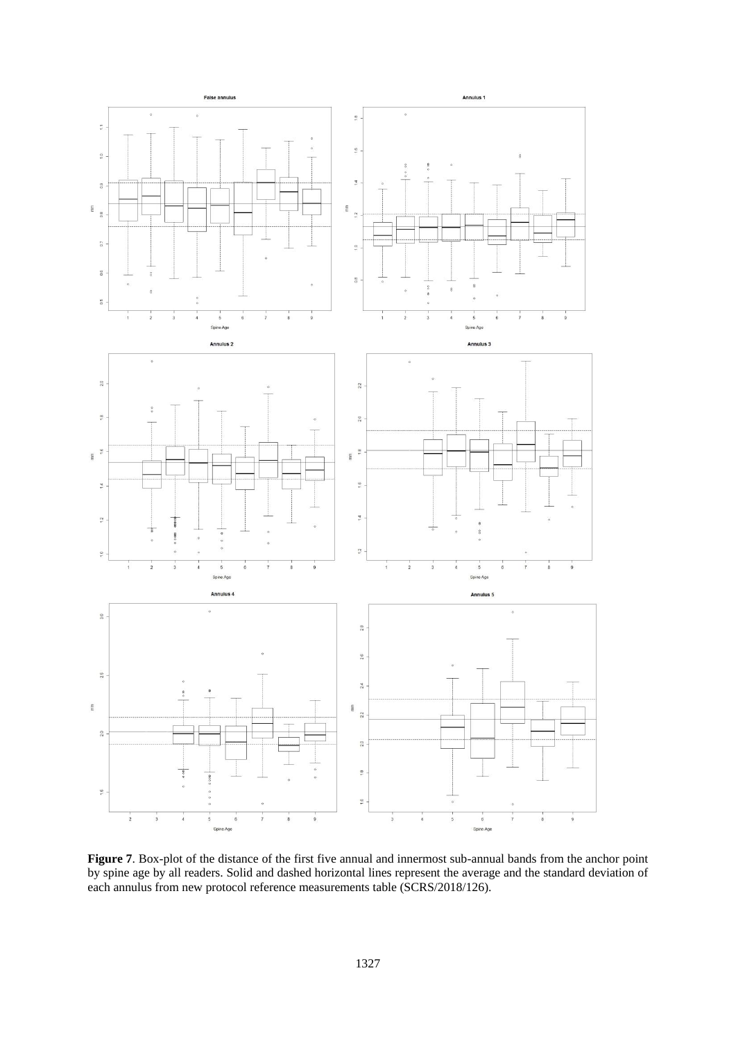**Figure 7**. Box-plot of the distance of the first five annual and innermost sub-annual bands from the anchor point by spine age by all readers. Solid and dashed horizontal lines represent the average and the standard deviation of each annulus from new protocol reference measurements table (SCRS/2018/126).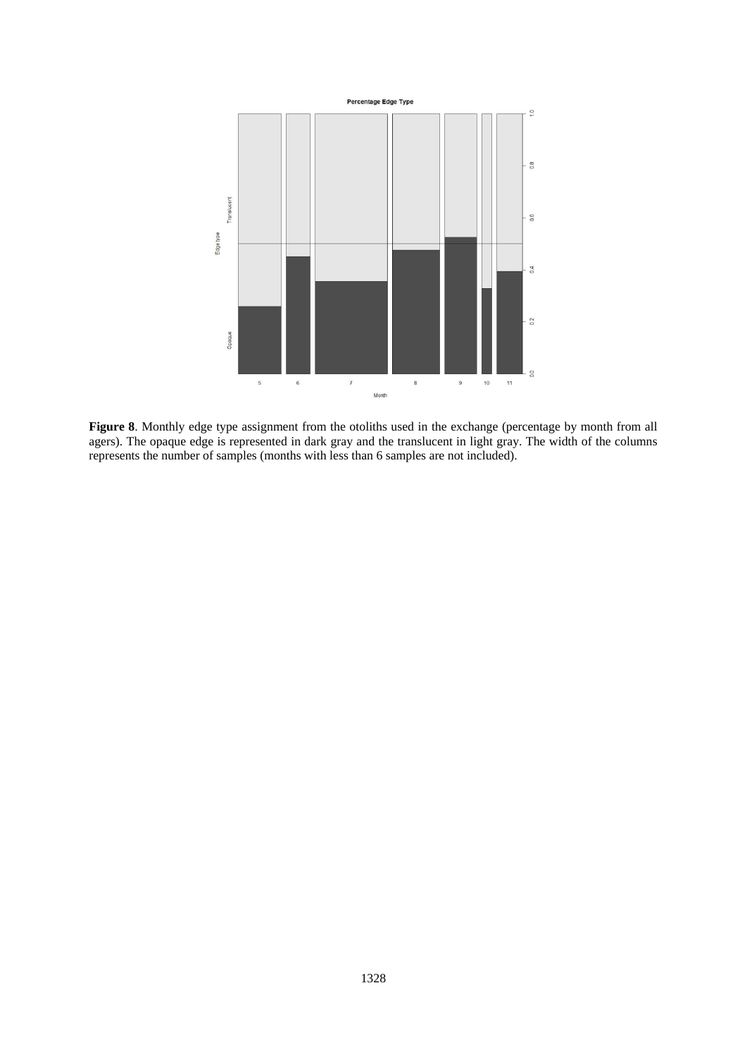**Figure 8**. Monthly edge type assignment from the otoliths used in the exchange (percentage by month from all agers). The opaque edge is represented in dark gray and the translucent in light gray. The width of the columns represents the number of samples (months with less than 6 samples are not included).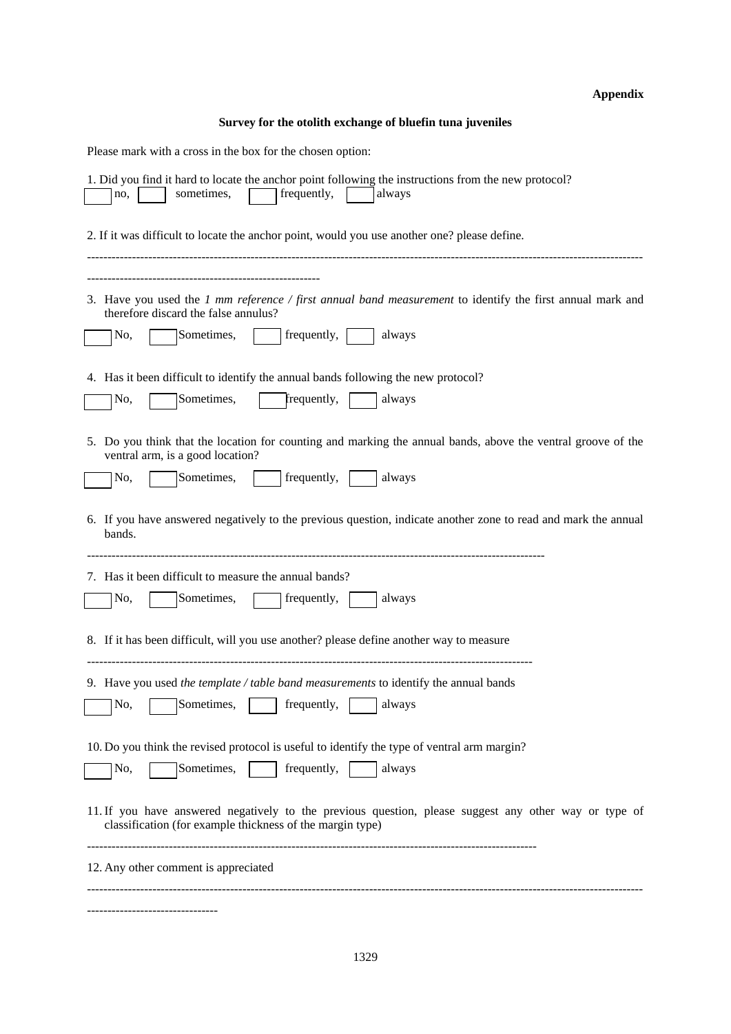**Appendix**

**Survey for the otolith exchange of bluefin tuna juveniles**

Please mark with a cross in the box for the chosen option:

1. Did you find it hard to locate the anchor point following the instructions from the new protocol?
☐ no, ☐ sometimes, ☐ frequently, ☐ always

2. If it was difficult to locate the anchor point, would you use another one? please define.

-----------------------------------------------------------------------------------------------------------------------------------

---------------------------------------------------------

3. Have you used the *1 mm reference / first annual band measurement* to identify the first annual mark and therefore discard the false annulus?

☐ No, ☐ Sometimes, ☐ frequently, ☐ always

4. Has it been difficult to identify the annual bands following the new protocol?

☐ No, ☐ Sometimes, ☐ frequently, ☐ always

5. Do you think that the location for counting and marking the annual bands, above the ventral groove of the ventral arm, is a good location?

☐ No, ☐ Sometimes, ☐ frequently, ☐ always

6. If you have answered negatively to the previous question, indicate another zone to read and mark the annual bands.

-------------------------------------------------------------------------------------------------------------

7. Has it been difficult to measure the annual bands?

☐ No, ☐ Sometimes, ☐ frequently, ☐ always

8. If it has been difficult, will you use another? please define another way to measure

-----------------------------------------------------------------------------------------------------------

9. Have you used *the template / table band measurements* to identify the annual bands

☐ No, ☐ Sometimes, ☐ frequently, ☐ always

10. Do you think the revised protocol is useful to identify the type of ventral arm margin?

☐ No, ☐ Sometimes, ☐ frequently, ☐ always

11. If you have answered negatively to the previous question, please suggest any other way or type of classification (for example thickness of the margin type)

-----------------------------------------------------------------------------------------------------------

12. Any other comment is appreciated

-----------------------------------------------------------------------------------------------------------------------------------

--------------------------------